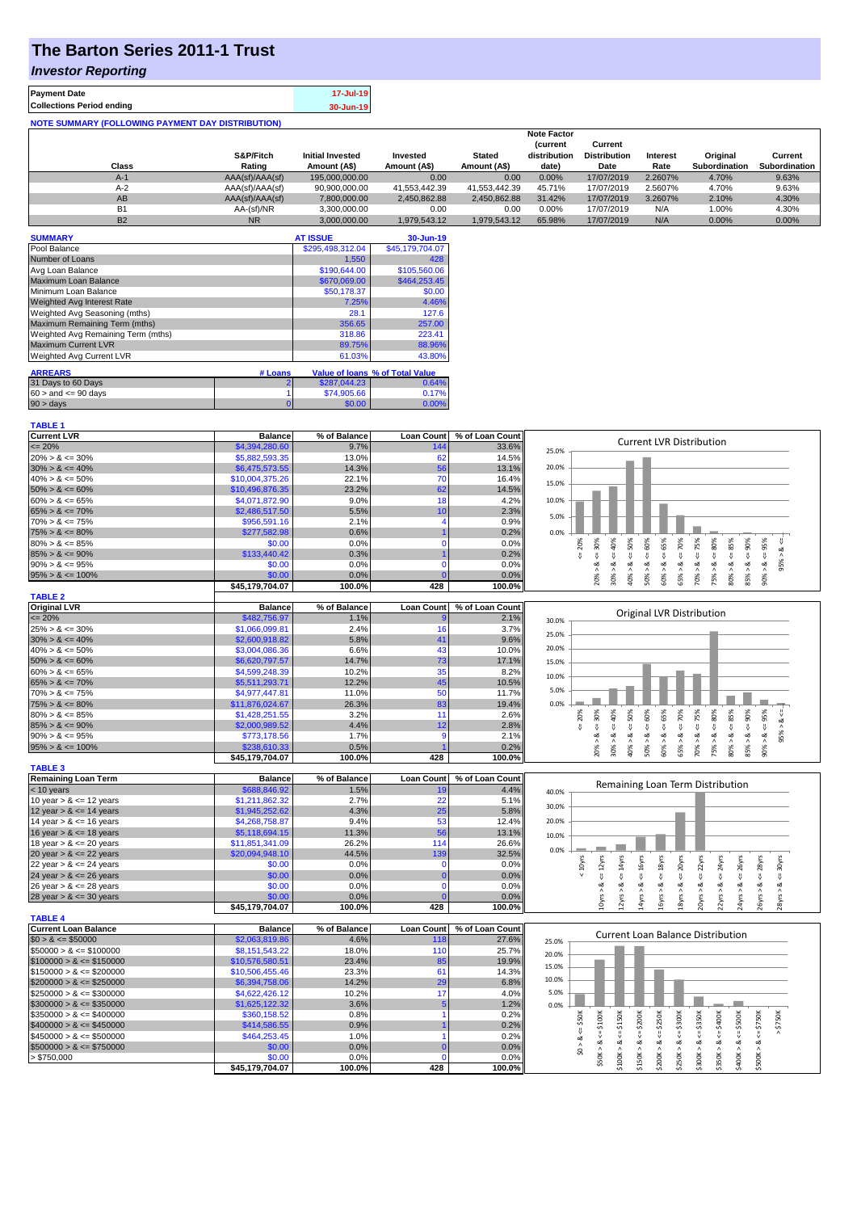# The Barton Series 2011-1 Trust

## *Investor Reporting*

| | |
|---|---|
| **Payment Date** | 17-Jul-19 |
| **Collections Period ending** | 30-Jun-19 |

**NOTE SUMMARY (FOLLOWING PAYMENT DAY DISTRIBUTION)**

| Class | S&P/Fitch Rating | Initial Invested Amount (A$) | Invested Amount (A$) | Stated Amount (A$) | Note Factor (current distribution date) | Current Distribution Date | Interest Rate | Original Subordination | Current Subordination |
|---|---|---|---|---|---|---|---|---|---|
| A-1 | AAA(sf)/AAA(sf) | 195,000,000.00 | 0.00 | 0.00 | 0.00% | 17/07/2019 | 2.2607% | 4.70% | 9.63% |
| A-2 | AAA(sf)/AAA(sf) | 90,900,000.00 | 41,553,442.39 | 41,553,442.39 | 45.71% | 17/07/2019 | 2.5607% | 4.70% | 9.63% |
| AB | AAA(sf)/AAA(sf) | 7,800,000.00 | 2,450,862.88 | 2,450,862.88 | 31.42% | 17/07/2019 | 3.2607% | 2.10% | 4.30% |
| B1 | AA-(sf)/NR | 3,300,000.00 | 0.00 | 0.00 | 0.00% | 17/07/2019 | N/A | 1.00% | 4.30% |
| B2 | NR | 3,000,000.00 | 1,979,543.12 | 1,979,543.12 | 65.98% | 17/07/2019 | N/A | 0.00% | 0.00% |

| SUMMARY | AT ISSUE | 30-Jun-19 |
|---|---|---|
| Pool Balance | $295,498,312.04 | $45,179,704.07 |
| Number of Loans | 1,550 | 428 |
| Avg Loan Balance | $190,644.00 | $105,560.06 |
| Maximum Loan Balance | $670,069.00 | $464,253.45 |
| Minimum Loan Balance | $50,178.37 | $0.00 |
| Weighted Avg Interest Rate | 7.25% | 4.46% |
| Weighted Avg Seasoning (mths) | 28.1 | 127.6 |
| Maximum Remaining Term (mths) | 356.65 | 257.00 |
| Weighted Avg Remaining Term (mths) | 318.86 | 223.41 |
| Maximum Current LVR | 89.75% | 88.96% |
| Weighted Avg Current LVR | 61.03% | 43.80% |

| ARREARS | # Loans | Value of loans | % of Total Value |
|---|---|---|---|
| 31 Days to 60 Days | 2 | $287,044.23 | 0.64% |
| 60 > and <= 90 days | 1 | $74,905.66 | 0.17% |
| 90 > days | 0 | $0.00 | 0.00% |

**TABLE 1**

| Current LVR | Balance | % of Balance | Loan Count | % of Loan Count |
|---|---|---|---|---|
| <= 20% | $4,394,280.60 | 9.7% | 144 | 33.6% |
| 20% > & <= 30% | $5,882,593.35 | 13.0% | 62 | 14.5% |
| 30% > & <= 40% | $6,475,573.55 | 14.3% | 56 | 13.1% |
| 40% > & <= 50% | $10,004,375.26 | 22.1% | 70 | 16.4% |
| 50% > & <= 60% | $10,496,876.35 | 23.2% | 62 | 14.5% |
| 60% > & <= 65% | $4,071,872.90 | 9.0% | 18 | 4.2% |
| 65% > & <= 70% | $2,486,517.50 | 5.5% | 10 | 2.3% |
| 70% > & <= 75% | $956,591.16 | 2.1% | 4 | 0.9% |
| 75% > & <= 80% | $277,582.98 | 0.6% | 1 | 0.2% |
| 80% > & <= 85% | $0.00 | 0.0% | 0 | 0.0% |
| 85% > & <= 90% | $133,440.42 | 0.3% | 1 | 0.2% |
| 90% > & <= 95% | $0.00 | 0.0% | 0 | 0.0% |
| 95% > & <= 100% | $0.00 | 0.0% | 0 | 0.0% |
| | $45,179,704.07 | 100.0% | 428 | 100.0% |

**TABLE 2**

| Original LVR | Balance | % of Balance | Loan Count | % of Loan Count |
|---|---|---|---|---|
| <= 20% | $482,756.97 | 1.1% | 9 | 2.1% |
| 25% > & <= 30% | $1,066,099.81 | 2.4% | 16 | 3.7% |
| 30% > & <= 40% | $2,600,918.82 | 5.8% | 41 | 9.6% |
| 40% > & <= 50% | $3,004,086.36 | 6.6% | 43 | 10.0% |
| 50% > & <= 60% | $6,620,797.57 | 14.7% | 73 | 17.1% |
| 60% > & <= 65% | $4,599,248.39 | 10.2% | 35 | 8.2% |
| 65% > & <= 70% | $5,511,293.71 | 12.2% | 45 | 10.5% |
| 70% > & <= 75% | $4,977,447.81 | 11.0% | 50 | 11.7% |
| 75% > & <= 80% | $11,876,024.67 | 26.3% | 83 | 19.4% |
| 80% > & <= 85% | $1,428,251.55 | 3.2% | 11 | 2.6% |
| 85% > & <= 90% | $2,000,989.52 | 4.4% | 12 | 2.8% |
| 90% > & <= 95% | $773,178.56 | 1.7% | 9 | 2.1% |
| 95% > & <= 100% | $238,610.33 | 0.5% | 1 | 0.2% |
| | $45,179,704.07 | 100.0% | 428 | 100.0% |

**TABLE 3**

| Remaining Loan Term | Balance | % of Balance | Loan Count | % of Loan Count |
|---|---|---|---|---|
| < 10 years | $688,846.92 | 1.5% | 19 | 4.4% |
| 10 year > & <= 12 years | $1,211,862.32 | 2.7% | 22 | 5.1% |
| 12 year > & <= 14 years | $1,945,252.62 | 4.3% | 25 | 5.8% |
| 14 year > & <= 16 years | $4,268,758.87 | 9.4% | 53 | 12.4% |
| 16 year > & <= 18 years | $5,118,694.15 | 11.3% | 56 | 13.1% |
| 18 year > & <= 20 years | $11,851,341.09 | 26.2% | 114 | 26.6% |
| 20 year > & <= 22 years | $20,094,948.10 | 44.5% | 139 | 32.5% |
| 22 year > & <= 24 years | $0.00 | 0.0% | 0 | 0.0% |
| 24 year > & <= 26 years | $0.00 | 0.0% | 0 | 0.0% |
| 26 year > & <= 28 years | $0.00 | 0.0% | 0 | 0.0% |
| 28 year > & <= 30 years | $0.00 | 0.0% | 0 | 0.0% |
| | $45,179,704.07 | 100.0% | 428 | 100.0% |

**TABLE 4**

| Current Loan Balance | Balance | % of Balance | Loan Count | % of Loan Count |
|---|---|---|---|---|
| $0 > & <= $50000 | $2,063,819.86 | 4.6% | 118 | 27.6% |
| $50000 > & <= $100000 | $8,151,543.22 | 18.0% | 110 | 25.7% |
| $100000 > & <= $150000 | $10,576,580.51 | 23.4% | 85 | 19.9% |
| $150000 > & <= $200000 | $10,506,455.46 | 23.3% | 61 | 14.3% |
| $200000 > & <= $250000 | $6,394,758.06 | 14.2% | 29 | 6.8% |
| $250000 > & <= $300000 | $4,622,426.12 | 10.2% | 17 | 4.0% |
| $300000 > & <= $350000 | $1,625,122.32 | 3.6% | 5 | 1.2% |
| $350000 > & <= $400000 | $360,158.52 | 0.8% | 1 | 0.2% |
| $400000 > & <= $450000 | $414,586.55 | 0.9% | 1 | 0.2% |
| $450000 > & <= $500000 | $464,253.45 | 1.0% | 1 | 0.2% |
| $500000 > & <= $750000 | $0.00 | 0.0% | 0 | 0.0% |
| > $750,000 | $0.00 | 0.0% | 0 | 0.0% |
| | $45,179,704.07 | 100.0% | 428 | 100.0% |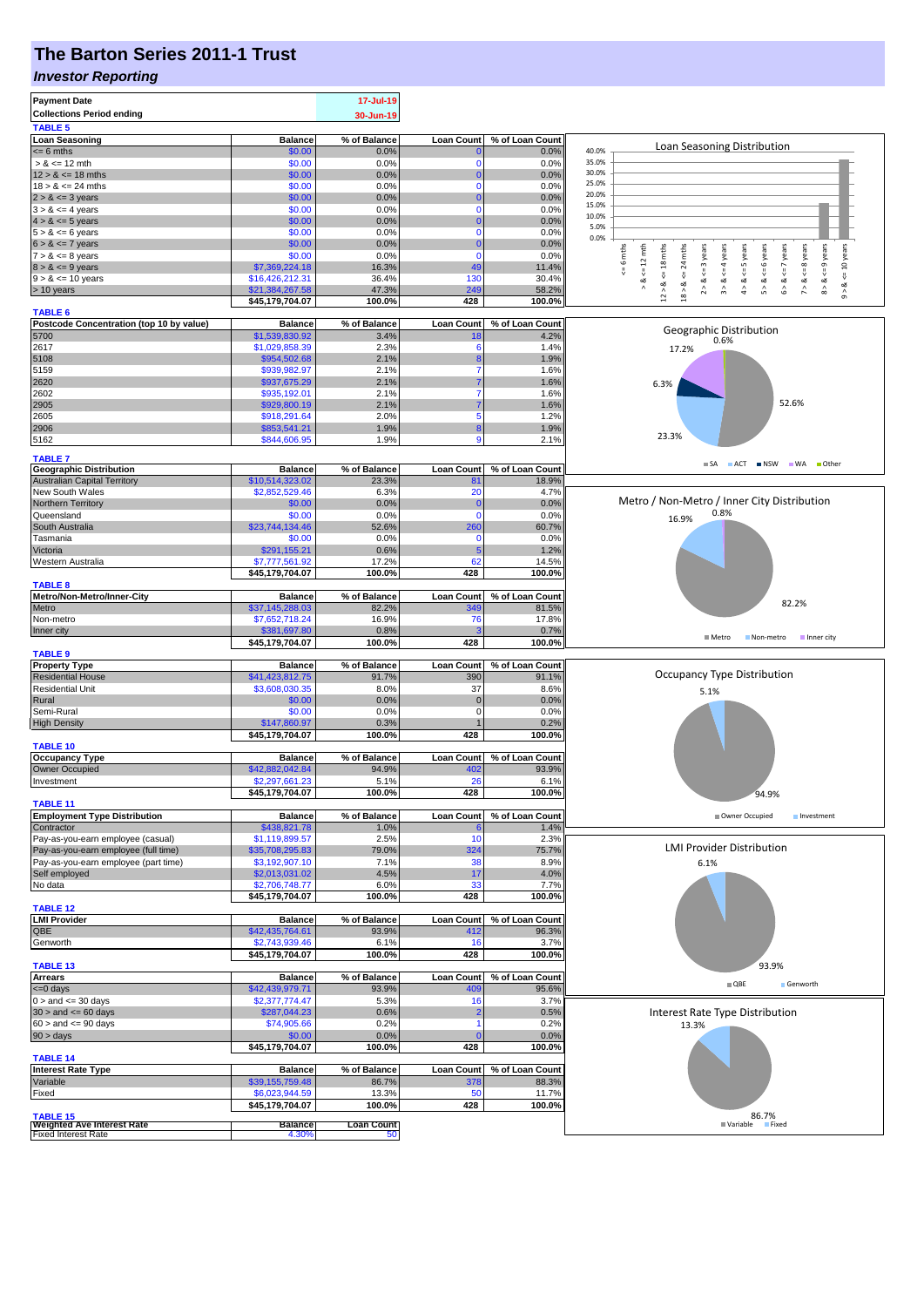# The Barton Series 2011-1 Trust

## *Investor Reporting*

| Payment Date | 17-Jul-19 |
|---|---|
| Collections Period ending | 30-Jun-19 |

**TABLE 5**

| Loan Seasoning | Balance | % of Balance | Loan Count | % of Loan Count |
|---|---|---|---|---|
| <= 6 mths | $0.00 | 0.0% | 0 | 0.0% |
| > & <= 12 mth | $0.00 | 0.0% | 0 | 0.0% |
| 12 > & <= 18 mths | $0.00 | 0.0% | 0 | 0.0% |
| 18 > & <= 24 mths | $0.00 | 0.0% | 0 | 0.0% |
| 2 > & <= 3 years | $0.00 | 0.0% | 0 | 0.0% |
| 3 > & <= 4 years | $0.00 | 0.0% | 0 | 0.0% |
| 4 > & <= 5 years | $0.00 | 0.0% | 0 | 0.0% |
| 5 > & <= 6 years | $0.00 | 0.0% | 0 | 0.0% |
| 6 > & <= 7 years | $0.00 | 0.0% | 0 | 0.0% |
| 7 > & <= 8 years | $0.00 | 0.0% | 0 | 0.0% |
| 8 > & <= 9 years | $7,369,224.18 | 16.3% | 49 | 11.4% |
| 9 > & <= 10 years | $16,426,212.31 | 36.4% | 130 | 30.4% |
| > 10 years | $21,384,267.58 | 47.3% | 249 | 58.2% |
| | $45,179,704.07 | 100.0% | 428 | 100.0% |

**TABLE 6**

| Postcode Concentration (top 10 by value) | Balance | % of Balance | Loan Count | % of Loan Count |
|---|---|---|---|---|
| 5700 | $1,539,830.92 | 3.4% | 18 | 4.2% |
| 2617 | $1,029,858.39 | 2.3% | 6 | 1.4% |
| 5108 | $954,502.68 | 2.1% | 8 | 1.9% |
| 5159 | $939,982.97 | 2.1% | 7 | 1.6% |
| 2620 | $937,675.29 | 2.1% | 7 | 1.6% |
| 2602 | $935,192.01 | 2.1% | 7 | 1.6% |
| 2905 | $929,800.19 | 2.1% | 7 | 1.6% |
| 2605 | $918,291.64 | 2.0% | 5 | 1.2% |
| 2906 | $853,541.21 | 1.9% | 8 | 1.9% |
| 5162 | $844,606.95 | 1.9% | 9 | 2.1% |

**TABLE 7**

| Geographic Distribution | Balance | % of Balance | Loan Count | % of Loan Count |
|---|---|---|---|---|
| Australian Capital Territory | $10,514,323.02 | 23.3% | 81 | 18.9% |
| New South Wales | $2,852,529.46 | 6.3% | 20 | 4.7% |
| Northern Territory | $0.00 | 0.0% | 0 | 0.0% |
| Queensland | $0.00 | 0.0% | 0 | 0.0% |
| South Australia | $23,744,134.46 | 52.6% | 260 | 60.7% |
| Tasmania | $0.00 | 0.0% | 0 | 0.0% |
| Victoria | $291,155.21 | 0.6% | 5 | 1.2% |
| Western Australia | $7,777,561.92 | 17.2% | 62 | 14.5% |
| | $45,179,704.07 | 100.0% | 428 | 100.0% |

**TABLE 8**

| Metro/Non-Metro/Inner-City | Balance | % of Balance | Loan Count | % of Loan Count |
|---|---|---|---|---|
| Metro | $37,145,288.03 | 82.2% | 349 | 81.5% |
| Non-metro | $7,652,718.24 | 16.9% | 76 | 17.8% |
| Inner city | $381,697.80 | 0.8% | 3 | 0.7% |
| | $45,179,704.07 | 100.0% | 428 | 100.0% |

**TABLE 9**

| Property Type | Balance | % of Balance | Loan Count | % of Loan Count |
|---|---|---|---|---|
| Residential House | $41,423,812.75 | 91.7% | 390 | 91.1% |
| Residential Unit | $3,608,030.35 | 8.0% | 37 | 8.6% |
| Rural | $0.00 | 0.0% | 0 | 0.0% |
| Semi-Rural | $0.00 | 0.0% | 0 | 0.0% |
| High Density | $147,860.97 | 0.3% | 1 | 0.2% |
| | $45,179,704.07 | 100.0% | 428 | 100.0% |

**TABLE 10**

| Occupancy Type | Balance | % of Balance | Loan Count | % of Loan Count |
|---|---|---|---|---|
| Owner Occupied | $42,882,042.84 | 94.9% | 402 | 93.9% |
| Investment | $2,297,661.23 | 5.1% | 26 | 6.1% |
| | $45,179,704.07 | 100.0% | 428 | 100.0% |

**TABLE 11**

| Employment Type Distribution | Balance | % of Balance | Loan Count | % of Loan Count |
|---|---|---|---|---|
| Contractor | $438,821.78 | 1.0% | 6 | 1.4% |
| Pay-as-you-earn employee (casual) | $1,119,899.57 | 2.5% | 10 | 2.3% |
| Pay-as-you-earn employee (full time) | $35,708,295.83 | 79.0% | 324 | 75.7% |
| Pay-as-you-earn employee (part time) | $3,192,907.10 | 7.1% | 38 | 8.9% |
| Self employed | $2,013,031.02 | 4.5% | 17 | 4.0% |
| No data | $2,706,748.77 | 6.0% | 33 | 7.7% |
| | $45,179,704.07 | 100.0% | 428 | 100.0% |

**TABLE 12**

| LMI Provider | Balance | % of Balance | Loan Count | % of Loan Count |
|---|---|---|---|---|
| QBE | $42,435,764.61 | 93.9% | 412 | 96.3% |
| Genworth | $2,743,939.46 | 6.1% | 16 | 3.7% |
| | $45,179,704.07 | 100.0% | 428 | 100.0% |

**TABLE 13**

| Arrears | Balance | % of Balance | Loan Count | % of Loan Count |
|---|---|---|---|---|
| <=0 days | $42,439,979.71 | 93.9% | 409 | 95.6% |
| 0 > and <= 30 days | $2,377,774.47 | 5.3% | 16 | 3.7% |
| 30 > and <= 60 days | $287,044.23 | 0.6% | 2 | 0.5% |
| 60 > and <= 90 days | $74,905.66 | 0.2% | 1 | 0.2% |
| 90 > days | $0.00 | 0.0% | 0 | 0.0% |
| | $45,179,704.07 | 100.0% | 428 | 100.0% |

**TABLE 14**

| Interest Rate Type | Balance | % of Balance | Loan Count | % of Loan Count |
|---|---|---|---|---|
| Variable | $39,155,759.48 | 86.7% | 378 | 88.3% |
| Fixed | $6,023,944.59 | 13.3% | 50 | 11.7% |
| | $45,179,704.07 | 100.0% | 428 | 100.0% |

**TABLE 15**

| Weighted Ave Interest Rate | Balance | Loan Count |
|---|---|---|
| Fixed Interest Rate | 4.30% | 50 |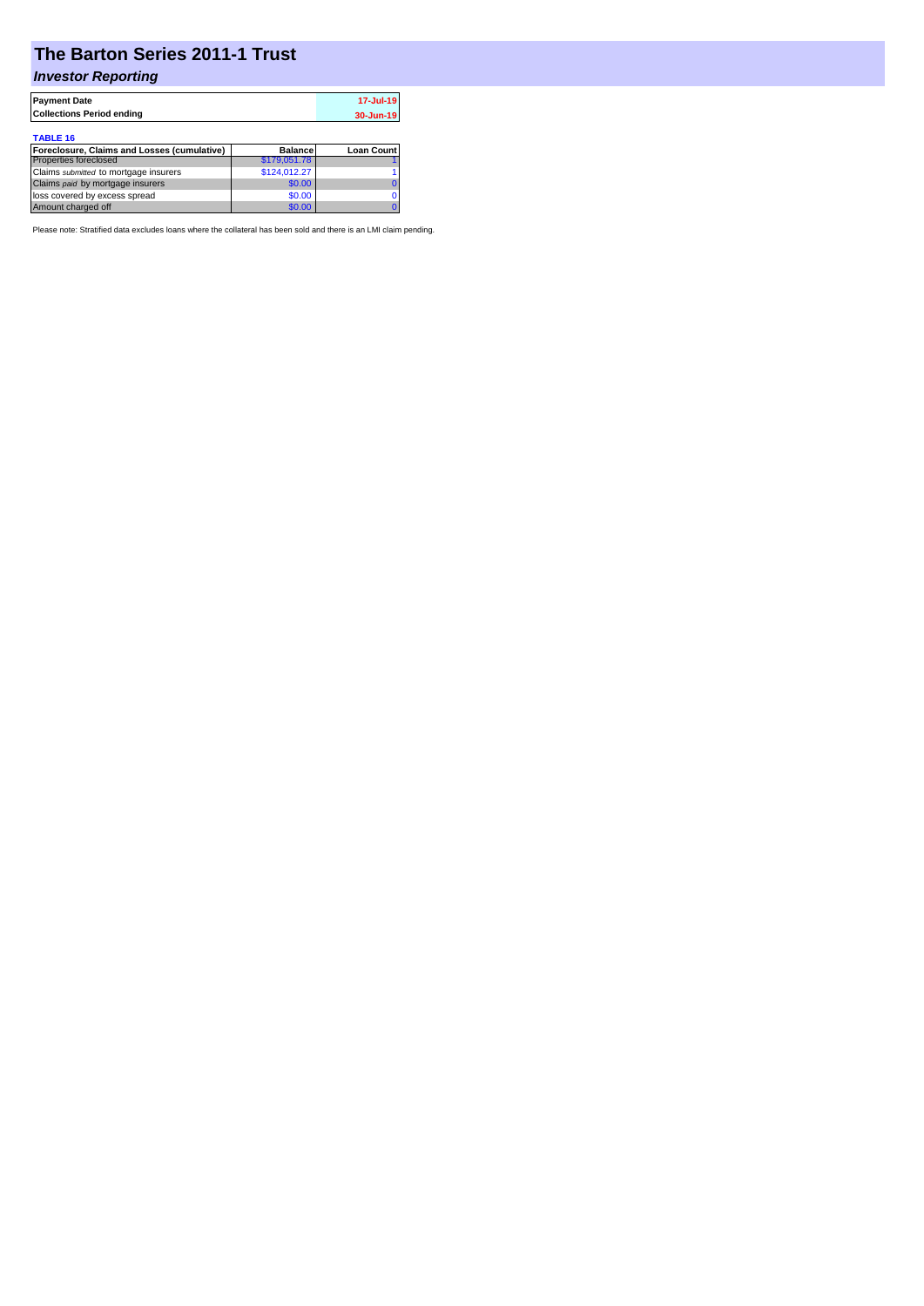# The Barton Series 2011-1 Trust

## *Investor Reporting*

| | |
|---|---|
| **Payment Date** | 17-Jul-19 |
| **Collections Period ending** | 30-Jun-19 |

**TABLE 16**

| Foreclosure, Claims and Losses (cumulative) | Balance | Loan Count |
|---|---|---|
| Properties foreclosed | $179,051.78 | 1 |
| Claims *submitted* to mortgage insurers | $124,012.27 | 1 |
| Claims *paid* by mortgage insurers | $0.00 | 0 |
| loss covered by excess spread | $0.00 | 0 |
| Amount charged off | $0.00 | 0 |

Please note: Stratified data excludes loans where the collateral has been sold and there is an LMI claim pending.